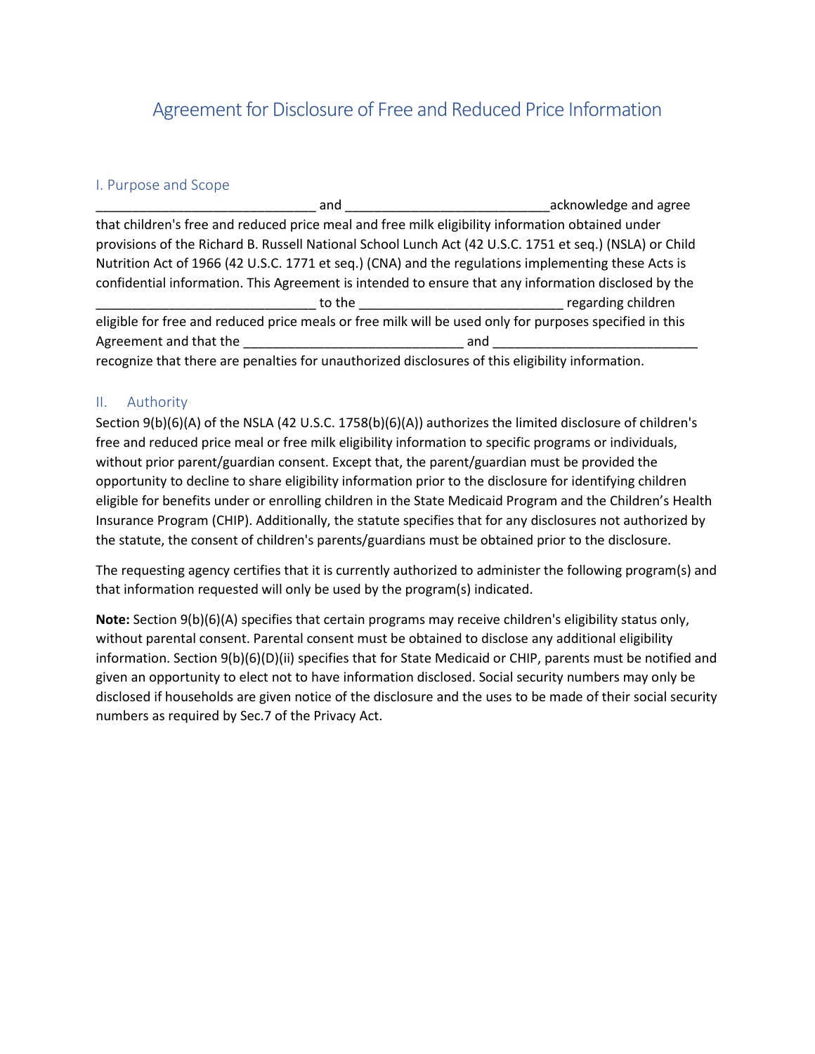# Agreement for Disclosure of Free and Reduced Price Information

## I. Purpose and Scope

______________________________ and ____________________________acknowledge and agree that children's free and reduced price meal and free milk eligibility information obtained under provisions of the Richard B. Russell National School Lunch Act (42 U.S.C. 1751 et seq.) (NSLA) or Child Nutrition Act of 1966 (42 U.S.C. 1771 et seq.) (CNA) and the regulations implementing these Acts is confidential information. This Agreement is intended to ensure that any information disclosed by the ______________________________ to the ____________________________ regarding children eligible for free and reduced price meals or free milk will be used only for purposes specified in this Agreement and that the ______________________________ and ____________________________ recognize that there are penalties for unauthorized disclosures of this eligibility information.

## II. Authority

Section 9(b)(6)(A) of the NSLA (42 U.S.C. 1758(b)(6)(A)) authorizes the limited disclosure of children's free and reduced price meal or free milk eligibility information to specific programs or individuals, without prior parent/guardian consent. Except that, the parent/guardian must be provided the opportunity to decline to share eligibility information prior to the disclosure for identifying children eligible for benefits under or enrolling children in the State Medicaid Program and the Children's Health Insurance Program (CHIP). Additionally, the statute specifies that for any disclosures not authorized by the statute, the consent of children's parents/guardians must be obtained prior to the disclosure.

The requesting agency certifies that it is currently authorized to administer the following program(s) and that information requested will only be used by the program(s) indicated.

**Note:** Section 9(b)(6)(A) specifies that certain programs may receive children's eligibility status only, without parental consent. Parental consent must be obtained to disclose any additional eligibility information. Section 9(b)(6)(D)(ii) specifies that for State Medicaid or CHIP, parents must be notified and given an opportunity to elect not to have information disclosed. Social security numbers may only be disclosed if households are given notice of the disclosure and the uses to be made of their social security numbers as required by Sec.7 of the Privacy Act.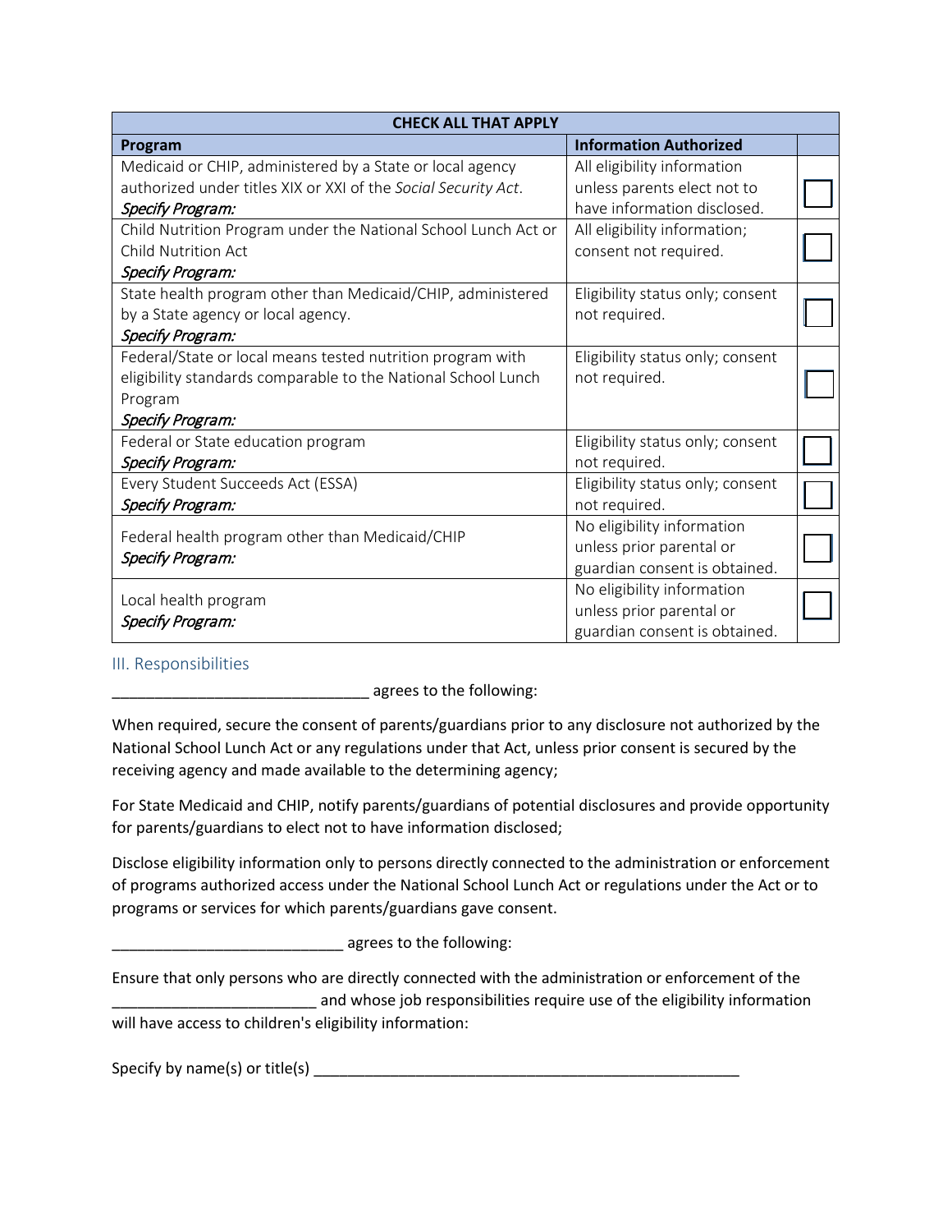| CHECK ALL THAT APPLY | | |
|---|---|---|
| **Program** | **Information Authorized** | |
| Medicaid or CHIP, administered by a State or local agency authorized under titles XIX or XXI of the *Social Security Act*. *Specify Program:* | All eligibility information unless parents elect not to have information disclosed. | ☐ |
| Child Nutrition Program under the National School Lunch Act or Child Nutrition Act *Specify Program:* | All eligibility information; consent not required. | ☐ |
| State health program other than Medicaid/CHIP, administered by a State agency or local agency. *Specify Program:* | Eligibility status only; consent not required. | ☐ |
| Federal/State or local means tested nutrition program with eligibility standards comparable to the National School Lunch Program *Specify Program:* | Eligibility status only; consent not required. | ☐ |
| Federal or State education program *Specify Program:* | Eligibility status only; consent not required. | ☐ |
| Every Student Succeeds Act (ESSA) *Specify Program:* | Eligibility status only; consent not required. | ☐ |
| Federal health program other than Medicaid/CHIP *Specify Program:* | No eligibility information unless prior parental or guardian consent is obtained. | ☐ |
| Local health program *Specify Program:* | No eligibility information unless prior parental or guardian consent is obtained. | ☐ |

## III. Responsibilities

______________________________ agrees to the following:

When required, secure the consent of parents/guardians prior to any disclosure not authorized by the National School Lunch Act or any regulations under that Act, unless prior consent is secured by the receiving agency and made available to the determining agency;

For State Medicaid and CHIP, notify parents/guardians of potential disclosures and provide opportunity for parents/guardians to elect not to have information disclosed;

Disclose eligibility information only to persons directly connected to the administration or enforcement of programs authorized access under the National School Lunch Act or regulations under the Act or to programs or services for which parents/guardians gave consent.

___________________________ agrees to the following:

Ensure that only persons who are directly connected with the administration or enforcement of the ________________________ and whose job responsibilities require use of the eligibility information will have access to children's eligibility information:

Specify by name(s) or title(s) __________________________________________________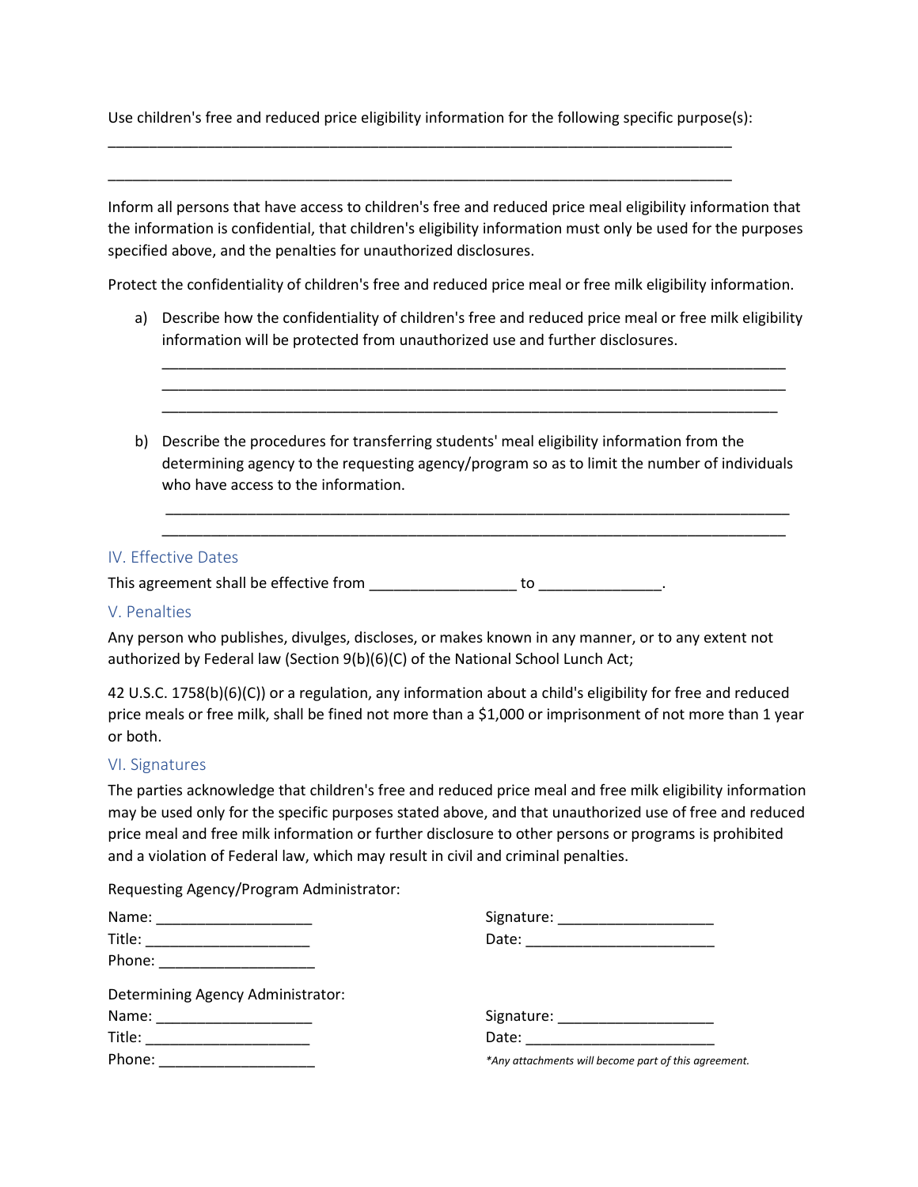Use children's free and reduced price eligibility information for the following specific purpose(s):

_______________________________________________________________________________

_______________________________________________________________________________

Inform all persons that have access to children's free and reduced price meal eligibility information that the information is confidential, that children's eligibility information must only be used for the purposes specified above, and the penalties for unauthorized disclosures.

Protect the confidentiality of children's free and reduced price meal or free milk eligibility information.

a) Describe how the confidentiality of children's free and reduced price meal or free milk eligibility information will be protected from unauthorized use and further disclosures.

   _______________________________________________________________________________
   _______________________________________________________________________________
   ______________________________________________________________________________

b) Describe the procedures for transferring students' meal eligibility information from the determining agency to the requesting agency/program so as to limit the number of individuals who have access to the information.

   _______________________________________________________________________________
   _______________________________________________________________________________

## IV. Effective Dates

This agreement shall be effective from __________________ to _______________.

## V. Penalties

Any person who publishes, divulges, discloses, or makes known in any manner, or to any extent not authorized by Federal law (Section 9(b)(6)(C) of the National School Lunch Act;

42 U.S.C. 1758(b)(6)(C)) or a regulation, any information about a child's eligibility for free and reduced price meals or free milk, shall be fined not more than a $1,000 or imprisonment of not more than 1 year or both.

## VI. Signatures

The parties acknowledge that children's free and reduced price meal and free milk eligibility information may be used only for the specific purposes stated above, and that unauthorized use of free and reduced price meal and free milk information or further disclosure to other persons or programs is prohibited and a violation of Federal law, which may result in civil and criminal penalties.

Requesting Agency/Program Administrator:

Name: ___________________ Signature: ___________________
Title: ____________________ Date: _______________________
Phone: ___________________

Determining Agency Administrator:

Name: ___________________ Signature: ___________________
Title: ____________________ Date: _______________________
Phone: ___________________

*\*Any attachments will become part of this agreement.*